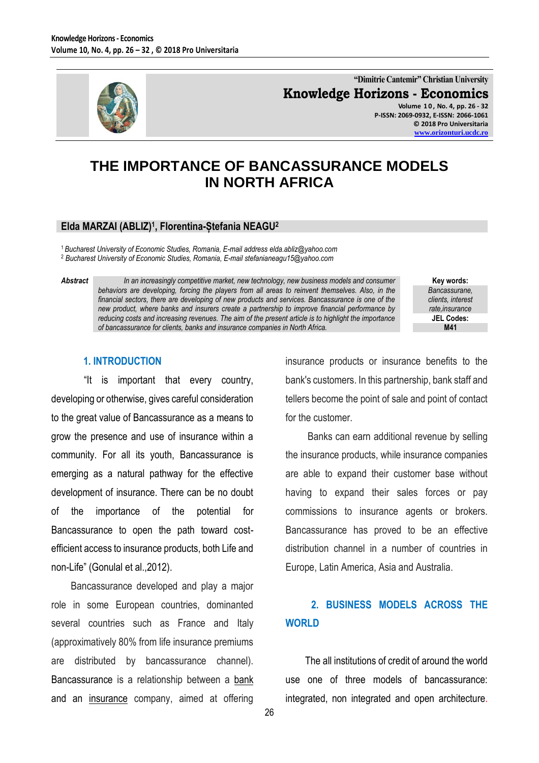# THE IMPORTANCE OF BANCASSURANCE MODELS IN NORTH AFRICA

**Elda MARZAI (ABLIZ)[1], Florentina-Ștefania NEAGU[2]**

[1] *Bucharest University of Economic Studies, Romania, E-mail address elda.abliz@yahoo.com*
[2] *Bucharest University of Economic Studies, Romania, E-mail stefanianeagu15@yahoo.com*

***Abstract*** *In an increasingly competitive market, new technology, new business models and consumer behaviors are developing, forcing the players from all areas to reinvent themselves. Also, in the financial sectors, there are developing of new products and services. Bancassurance is one of the new product, where banks and insurers create a partnership to improve financial performance by reducing costs and increasing revenues. The aim of the present article is to highlight the importance of bancassurance for clients, banks and insurance companies in North Africa.*

**Key words:** *Bancassurane, clients, interest rate,insurance*

**JEL Codes:** M41

## 1. INTRODUCTION

"It is important that every country, developing or otherwise, gives careful consideration to the great value of Bancassurance as a means to grow the presence and use of insurance within a community. For all its youth, Bancassurance is emerging as a natural pathway for the effective development of insurance. There can be no doubt of the importance of the potential for Bancassurance to open the path toward cost-efficient access to insurance products, both Life and non-Life" (Gonulal et al.,2012).

Bancassurance developed and play a major role in some European countries, dominanted several countries such as France and Italy (approximatively 80% from life insurance premiums are distributed by bancassurance channel). Bancassurance is a relationship between a bank and an insurance company, aimed at offering insurance products or insurance benefits to the bank's customers. In this partnership, bank staff and tellers become the point of sale and point of contact for the customer.

Banks can earn additional revenue by selling the insurance products, while insurance companies are able to expand their customer base without having to expand their sales forces or pay commissions to insurance agents or brokers. Bancassurance has proved to be an effective distribution channel in a number of countries in Europe, Latin America, Asia and Australia.

## 2. BUSINESS MODELS ACROSS THE WORLD

The all institutions of credit of around the world use one of three models of bancassurance: integrated, non integrated and open architecture.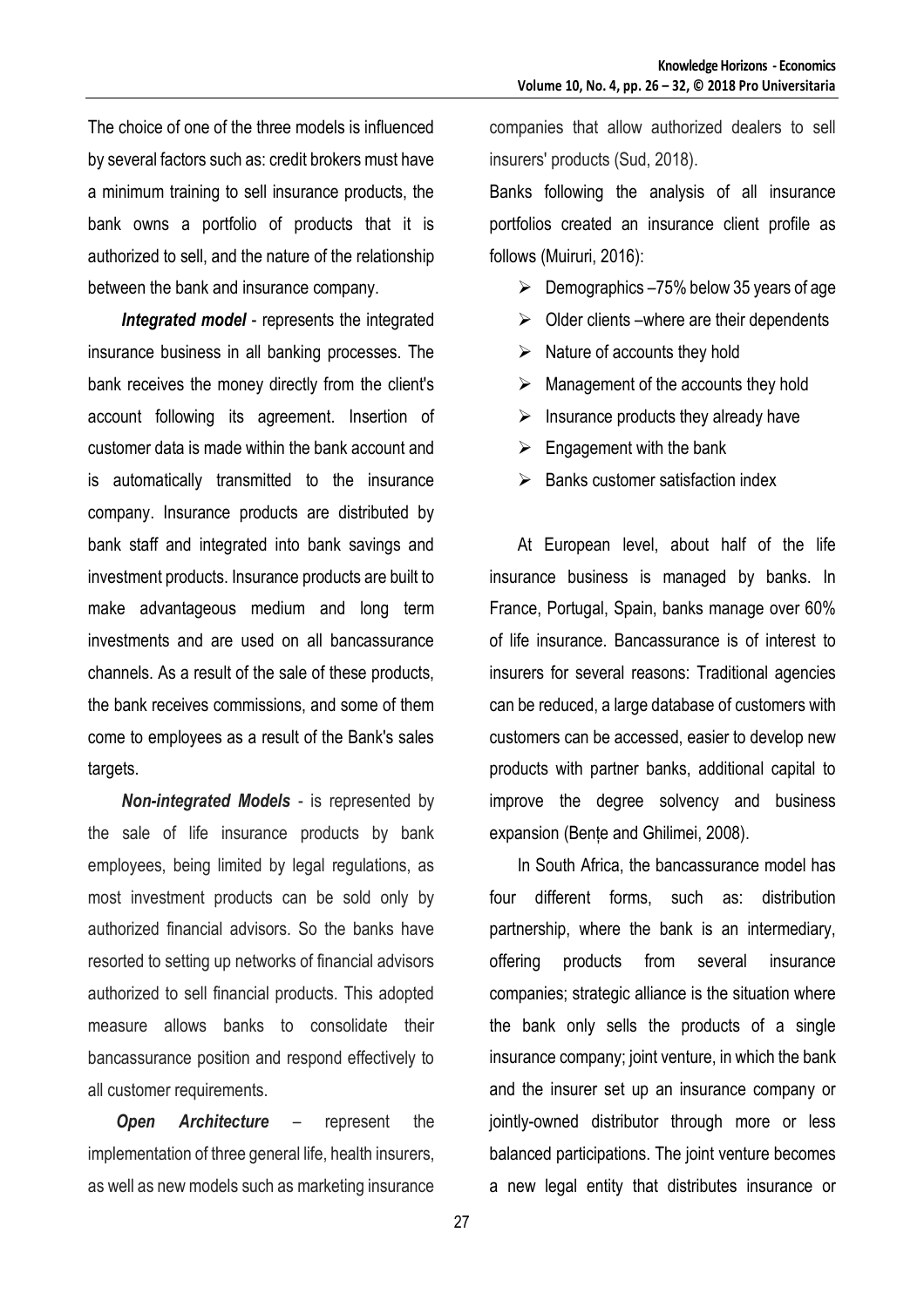The choice of one of the three models is influenced by several factors such as: credit brokers must have a minimum training to sell insurance products, the bank owns a portfolio of products that it is authorized to sell, and the nature of the relationship between the bank and insurance company.

***Integrated model*** - represents the integrated insurance business in all banking processes. The bank receives the money directly from the client's account following its agreement. Insertion of customer data is made within the bank account and is automatically transmitted to the insurance company. Insurance products are distributed by bank staff and integrated into bank savings and investment products. Insurance products are built to make advantageous medium and long term investments and are used on all bancassurance channels. As a result of the sale of these products, the bank receives commissions, and some of them come to employees as a result of the Bank's sales targets.

***Non-integrated Models*** - is represented by the sale of life insurance products by bank employees, being limited by legal regulations, as most investment products can be sold only by authorized financial advisors. So the banks have resorted to setting up networks of financial advisors authorized to sell financial products. This adopted measure allows banks to consolidate their bancassurance position and respond effectively to all customer requirements.

***Open Architecture*** – represent the implementation of three general life, health insurers, as well as new models such as marketing insurance companies that allow authorized dealers to sell insurers' products (Sud, 2018).

Banks following the analysis of all insurance portfolios created an insurance client profile as follows (Muiruri, 2016):

- Demographics –75% below 35 years of age
- Older clients –where are their dependents
- Nature of accounts they hold
- Management of the accounts they hold
- Insurance products they already have
- Engagement with the bank
- Banks customer satisfaction index

At European level, about half of the life insurance business is managed by banks. In France, Portugal, Spain, banks manage over 60% of life insurance. Bancassurance is of interest to insurers for several reasons: Traditional agencies can be reduced, a large database of customers with customers can be accessed, easier to develop new products with partner banks, additional capital to improve the degree solvency and business expansion (Bențe and Ghilimei, 2008).

In South Africa, the bancassurance model has four different forms, such as: distribution partnership, where the bank is an intermediary, offering products from several insurance companies; strategic alliance is the situation where the bank only sells the products of a single insurance company; joint venture, in which the bank and the insurer set up an insurance company or jointly-owned distributor through more or less balanced participations. The joint venture becomes a new legal entity that distributes insurance or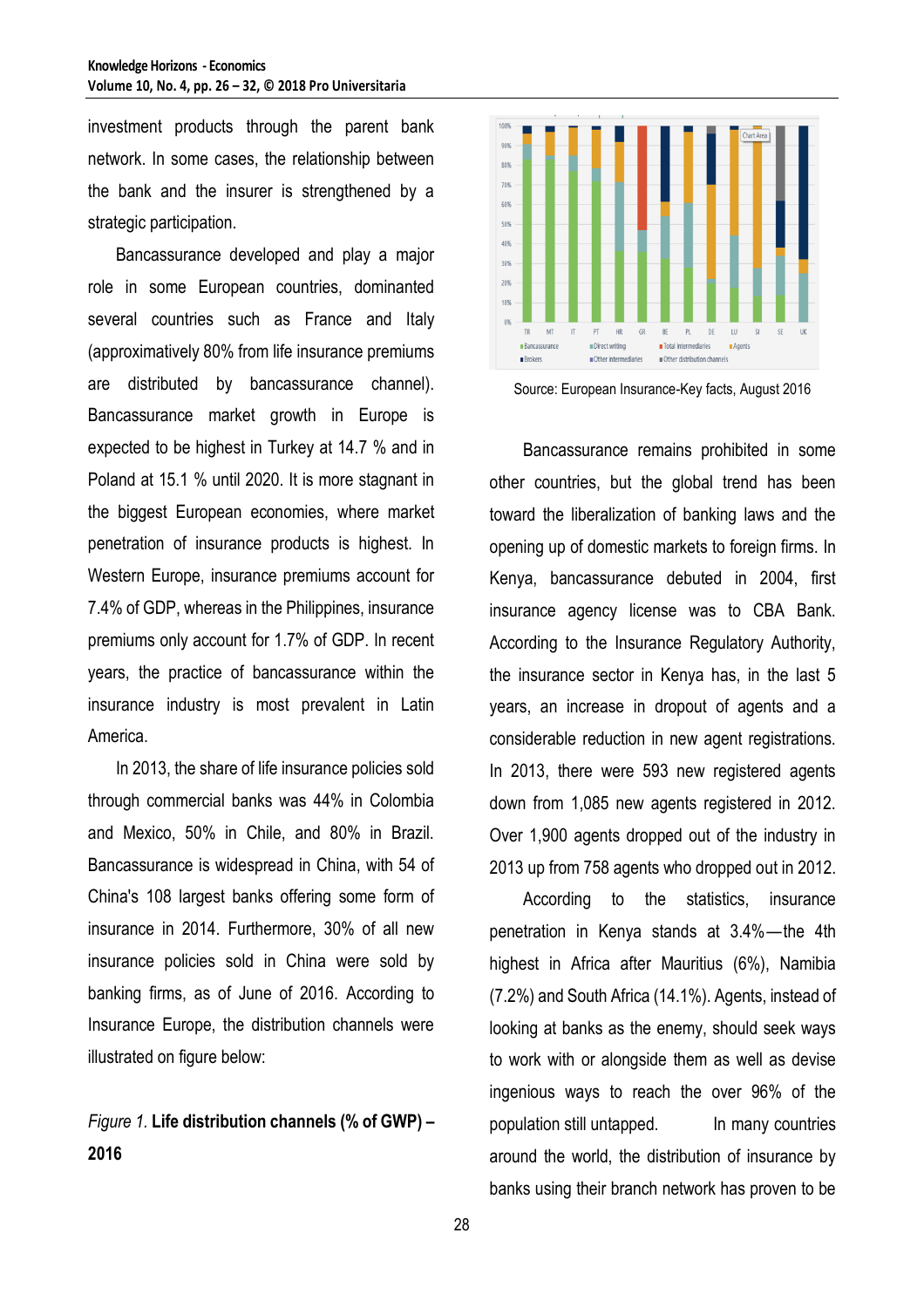investment products through the parent bank network. In some cases, the relationship between the bank and the insurer is strengthened by a strategic participation.

Bancassurance developed and play a major role in some European countries, dominanted several countries such as France and Italy (approximatively 80% from life insurance premiums are distributed by bancassurance channel). Bancassurance market growth in Europe is expected to be highest in Turkey at 14.7 % and in Poland at 15.1 % until 2020. It is more stagnant in the biggest European economies, where market penetration of insurance products is highest. In Western Europe, insurance premiums account for 7.4% of GDP, whereas in the Philippines, insurance premiums only account for 1.7% of GDP. In recent years, the practice of bancassurance within the insurance industry is most prevalent in Latin America.

In 2013, the share of life insurance policies sold through commercial banks was 44% in Colombia and Mexico, 50% in Chile, and 80% in Brazil. Bancassurance is widespread in China, with 54 of China's 108 largest banks offering some form of insurance in 2014. Furthermore, 30% of all new insurance policies sold in China were sold by banking firms, as of June of 2016. According to Insurance Europe, the distribution channels were illustrated on figure below:

*Figure 1.* **Life distribution channels (% of GWP) – 2016**

Source: European Insurance-Key facts, August 2016

Bancassurance remains prohibited in some other countries, but the global trend has been toward the liberalization of banking laws and the opening up of domestic markets to foreign firms. In Kenya, bancassurance debuted in 2004, first insurance agency license was to CBA Bank. According to the Insurance Regulatory Authority, the insurance sector in Kenya has, in the last 5 years, an increase in dropout of agents and a considerable reduction in new agent registrations. In 2013, there were 593 new registered agents down from 1,085 new agents registered in 2012. Over 1,900 agents dropped out of the industry in 2013 up from 758 agents who dropped out in 2012.

According to the statistics, insurance penetration in Kenya stands at 3.4%—the 4th highest in Africa after Mauritius (6%), Namibia (7.2%) and South Africa (14.1%). Agents, instead of looking at banks as the enemy, should seek ways to work with or alongside them as well as devise ingenious ways to reach the over 96% of the population still untapped. In many countries around the world, the distribution of insurance by banks using their branch network has proven to be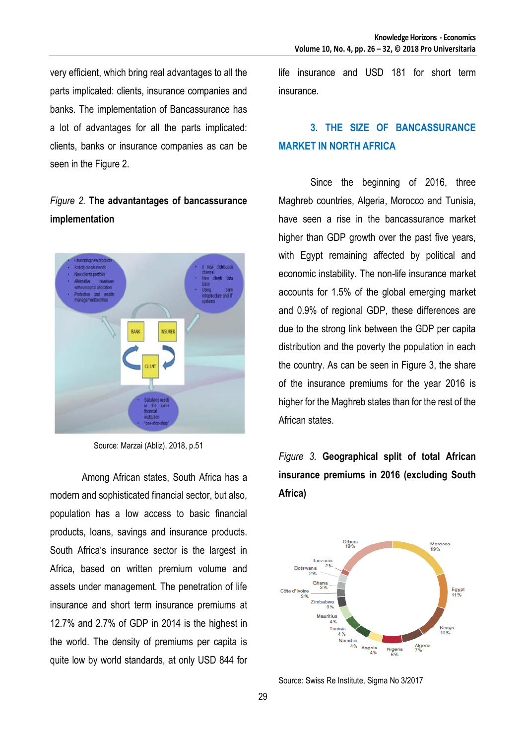very efficient, which bring real advantages to all the parts implicated: clients, insurance companies and banks. The implementation of Bancassurance has a lot of advantages for all the parts implicated: clients, banks or insurance companies as can be seen in the Figure 2.

*Figure 2.* **The advantantages of bancassurance implementation**

Source: Marzai (Abliz), 2018, p.51

Among African states, South Africa has a modern and sophisticated financial sector, but also, population has a low access to basic financial products, loans, savings and insurance products. South Africa's insurance sector is the largest in Africa, based on written premium volume and assets under management. The penetration of life insurance and short term insurance premiums at 12.7% and 2.7% of GDP in 2014 is the highest in the world. The density of premiums per capita is quite low by world standards, at only USD 844 for life insurance and USD 181 for short term insurance.

## 3. THE SIZE OF BANCASSURANCE MARKET IN NORTH AFRICA

Since the beginning of 2016, three Maghreb countries, Algeria, Morocco and Tunisia, have seen a rise in the bancassurance market higher than GDP growth over the past five years, with Egypt remaining affected by political and economic instability. The non-life insurance market accounts for 1.5% of the global emerging market and 0.9% of regional GDP, these differences are due to the strong link between the GDP per capita distribution and the poverty the population in each the country. As can be seen in Figure 3, the share of the insurance premiums for the year 2016 is higher for the Maghreb states than for the rest of the African states.

*Figure 3.* **Geographical split of total African insurance premiums in 2016 (excluding South Africa)**

Source: Swiss Re Institute, Sigma No 3/2017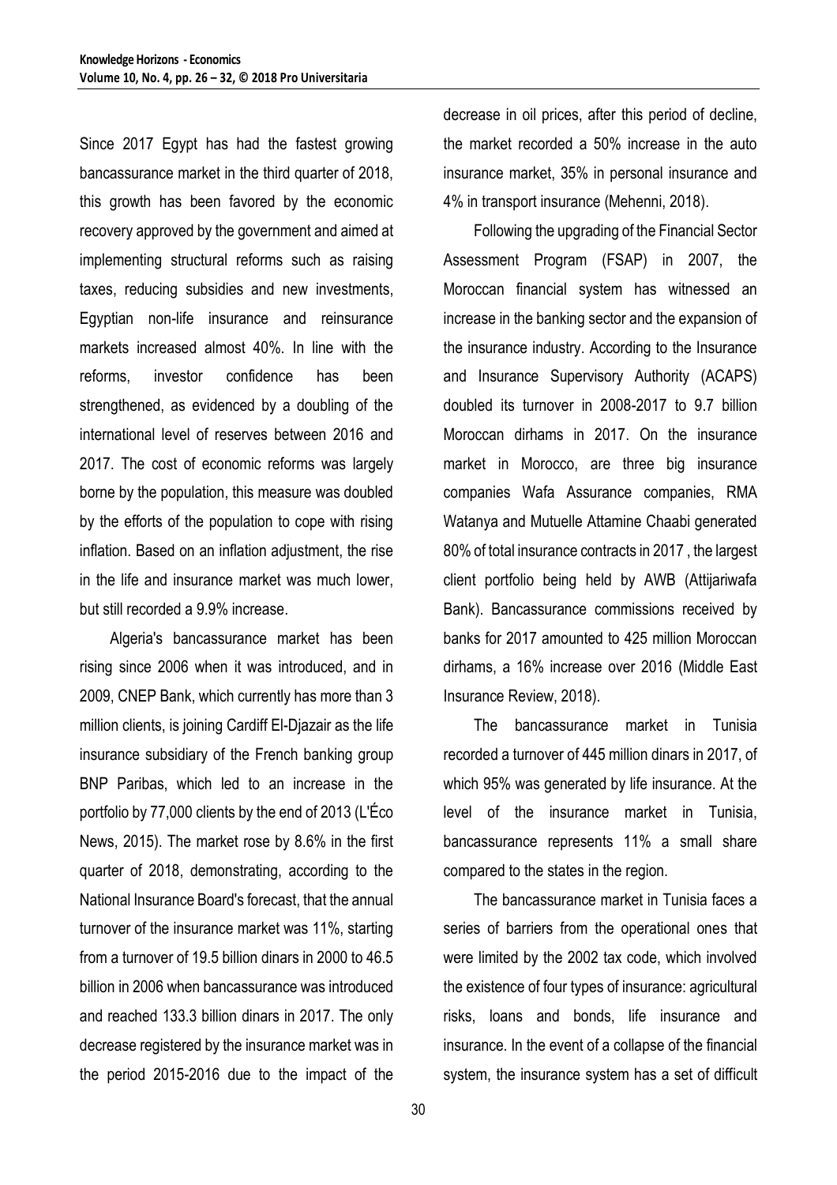Since 2017 Egypt has had the fastest growing bancassurance market in the third quarter of 2018, this growth has been favored by the economic recovery approved by the government and aimed at implementing structural reforms such as raising taxes, reducing subsidies and new investments, Egyptian non-life insurance and reinsurance markets increased almost 40%. In line with the reforms, investor confidence has been strengthened, as evidenced by a doubling of the international level of reserves between 2016 and 2017. The cost of economic reforms was largely borne by the population, this measure was doubled by the efforts of the population to cope with rising inflation. Based on an inflation adjustment, the rise in the life and insurance market was much lower, but still recorded a 9.9% increase.

Algeria's bancassurance market has been rising since 2006 when it was introduced, and in 2009, CNEP Bank, which currently has more than 3 million clients, is joining Cardiff El-Djazair as the life insurance subsidiary of the French banking group BNP Paribas, which led to an increase in the portfolio by 77,000 clients by the end of 2013 (L'Éco News, 2015). The market rose by 8.6% in the first quarter of 2018, demonstrating, according to the National Insurance Board's forecast, that the annual turnover of the insurance market was 11%, starting from a turnover of 19.5 billion dinars in 2000 to 46.5 billion in 2006 when bancassurance was introduced and reached 133.3 billion dinars in 2017. The only decrease registered by the insurance market was in the period 2015-2016 due to the impact of the decrease in oil prices, after this period of decline, the market recorded a 50% increase in the auto insurance market, 35% in personal insurance and 4% in transport insurance (Mehenni, 2018).

Following the upgrading of the Financial Sector Assessment Program (FSAP) in 2007, the Moroccan financial system has witnessed an increase in the banking sector and the expansion of the insurance industry. According to the Insurance and Insurance Supervisory Authority (ACAPS) doubled its turnover in 2008-2017 to 9.7 billion Moroccan dirhams in 2017. On the insurance market in Morocco, are three big insurance companies Wafa Assurance companies, RMA Watanya and Mutuelle Attamine Chaabi generated 80% of total insurance contracts in 2017 , the largest client portfolio being held by AWB (Attijariwafa Bank). Bancassurance commissions received by banks for 2017 amounted to 425 million Moroccan dirhams, a 16% increase over 2016 (Middle East Insurance Review, 2018).

The bancassurance market in Tunisia recorded a turnover of 445 million dinars in 2017, of which 95% was generated by life insurance. At the level of the insurance market in Tunisia, bancassurance represents 11% a small share compared to the states in the region.

The bancassurance market in Tunisia faces a series of barriers from the operational ones that were limited by the 2002 tax code, which involved the existence of four types of insurance: agricultural risks, loans and bonds, life insurance and insurance. In the event of a collapse of the financial system, the insurance system has a set of difficult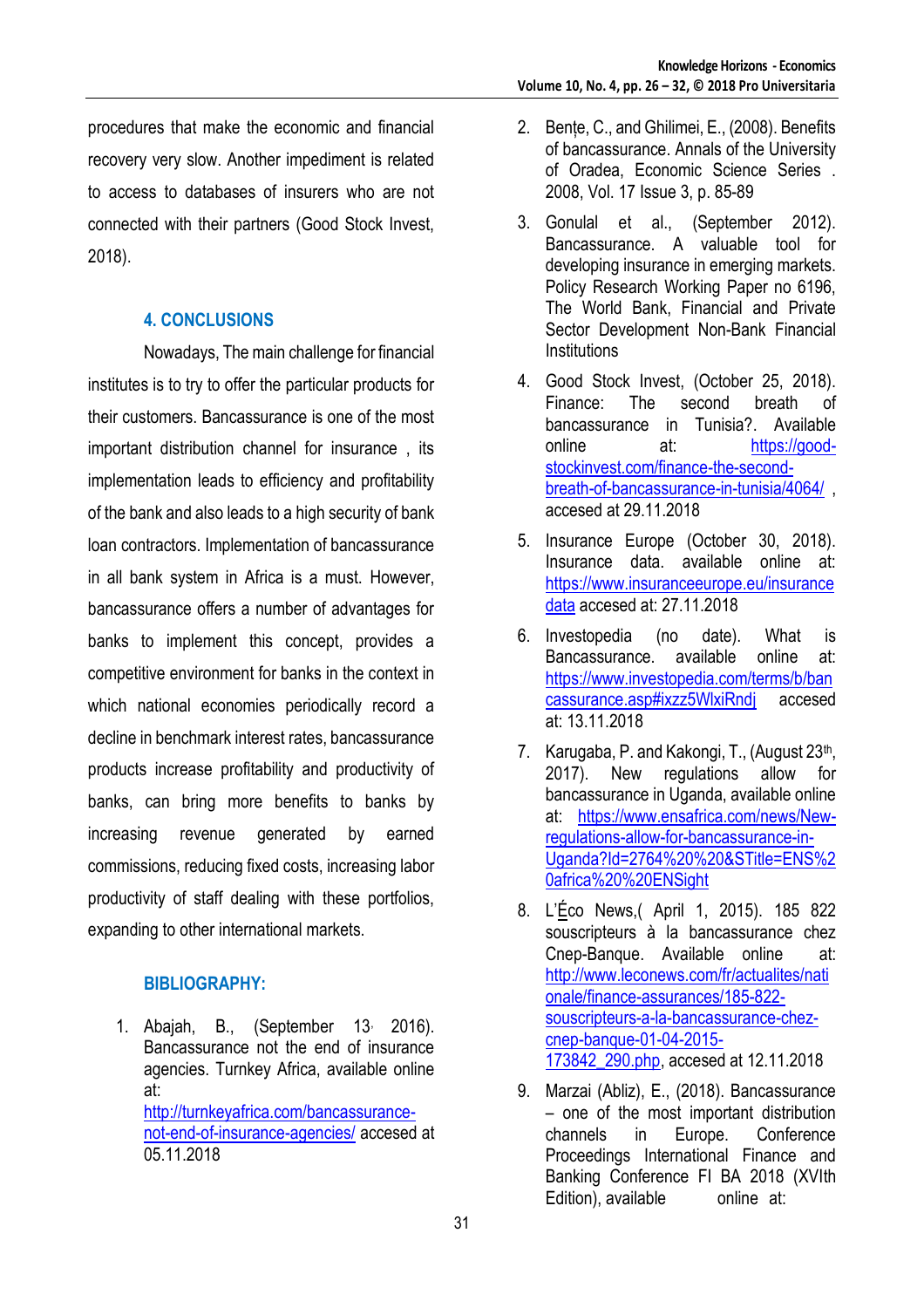procedures that make the economic and financial recovery very slow. Another impediment is related to access to databases of insurers who are not connected with their partners (Good Stock Invest, 2018).

## 4. CONCLUSIONS

Nowadays, The main challenge for financial institutes is to try to offer the particular products for their customers. Bancassurance is one of the most important distribution channel for insurance , its implementation leads to efficiency and profitability of the bank and also leads to a high security of bank loan contractors. Implementation of bancassurance in all bank system in Africa is a must. However, bancassurance offers a number of advantages for banks to implement this concept, provides a competitive environment for banks in the context in which national economies periodically record a decline in benchmark interest rates, bancassurance products increase profitability and productivity of banks, can bring more benefits to banks by increasing revenue generated by earned commissions, reducing fixed costs, increasing labor productivity of staff dealing with these portfolios, expanding to other international markets.

## BIBLIOGRAPHY:

1. Abajah, B., (September 13, 2016). Bancassurance not the end of insurance agencies. Turnkey Africa, available online at: http://turnkeyafrica.com/bancassurance-not-end-of-insurance-agencies/ accesed at 05.11.2018
2. Bențe, C., and Ghilimei, E., (2008). Benefits of bancassurance. Annals of the University of Oradea, Economic Science Series . 2008, Vol. 17 Issue 3, p. 85-89
3. Gonulal et al., (September 2012). Bancassurance. A valuable tool for developing insurance in emerging markets. Policy Research Working Paper no 6196, The World Bank, Financial and Private Sector Development Non-Bank Financial Institutions
4. Good Stock Invest, (October 25, 2018). Finance: The second breath of bancassurance in Tunisia?. Available online at: https://good-stockinvest.com/finance-the-second-breath-of-bancassurance-in-tunisia/4064/ , accesed at 29.11.2018
5. Insurance Europe (October 30, 2018). Insurance data. available online at: https://www.insuranceeurope.eu/insurancedata accesed at: 27.11.2018
6. Investopedia (no date). What is Bancassurance. available online at: https://www.investopedia.com/terms/b/bancassurance.asp#ixzz5WlxiRndj accesed at: 13.11.2018
7. Karugaba, P. and Kakongi, T., (August 23th, 2017). New regulations allow for bancassurance in Uganda, available online at: https://www.ensafrica.com/news/New-regulations-allow-for-bancassurance-in-Uganda?Id=2764%20%20&STitle=ENS%20africa%20ENSight
8. L'Éco News,( April 1, 2015). 185 822 souscripteurs à la bancassurance chez Cnep-Banque. Available online at: http://www.leconews.com/fr/actualites/nationale/finance-assurances/185-822-souscripteurs-a-la-bancassurance-chez-cnep-banque-01-04-2015-173842_290.php, accesed at 12.11.2018
9. Marzai (Abliz), E., (2018). Bancassurance – one of the most important distribution channels in Europe. Conference Proceedings International Finance and Banking Conference FI BA 2018 (XVIth Edition), available online at: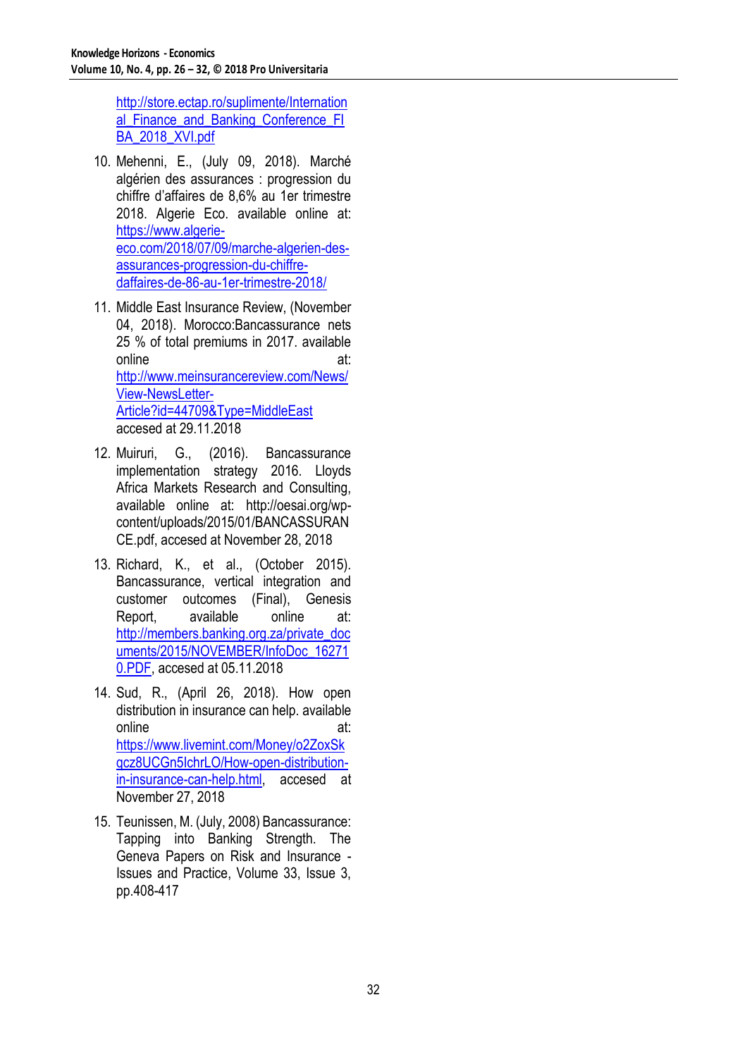http://store.ectap.ro/suplimente/International_Finance_and_Banking_Conference_FIBA_2018_XVI.pdf

10. Mehenni, E., (July 09, 2018). Marché algérien des assurances : progression du chiffre d'affaires de 8,6% au 1er trimestre 2018. Algerie Eco. available online at: https://www.algerie-eco.com/2018/07/09/marche-algerien-des-assurances-progression-du-chiffre-daffaires-de-86-au-1er-trimestre-2018/

11. Middle East Insurance Review, (November 04, 2018). Morocco:Bancassurance nets 25 % of total premiums in 2017. available online at: http://www.meinsurancereview.com/News/View-NewsLetter-Article?id=44709&Type=MiddleEast accesed at 29.11.2018

12. Muiruri, G., (2016). Bancassurance implementation strategy 2016. Lloyds Africa Markets Research and Consulting, available online at: http://oesai.org/wp-content/uploads/2015/01/BANCASSURANCE.pdf, accesed at November 28, 2018

13. Richard, K., et al., (October 2015). Bancassurance, vertical integration and customer outcomes (Final), Genesis Report, available online at: http://members.banking.org.za/private_documents/2015/NOVEMBER/InfoDoc_162710.PDF, accesed at 05.11.2018

14. Sud, R., (April 26, 2018). How open distribution in insurance can help. available online at: https://www.livemint.com/Money/o2ZoxSkqcz8UCGn5IchrLO/How-open-distribution-in-insurance-can-help.html, accesed at November 27, 2018

15. Teunissen, M. (July, 2008) Bancassurance: Tapping into Banking Strength. The Geneva Papers on Risk and Insurance - Issues and Practice, Volume 33, Issue 3, pp.408-417